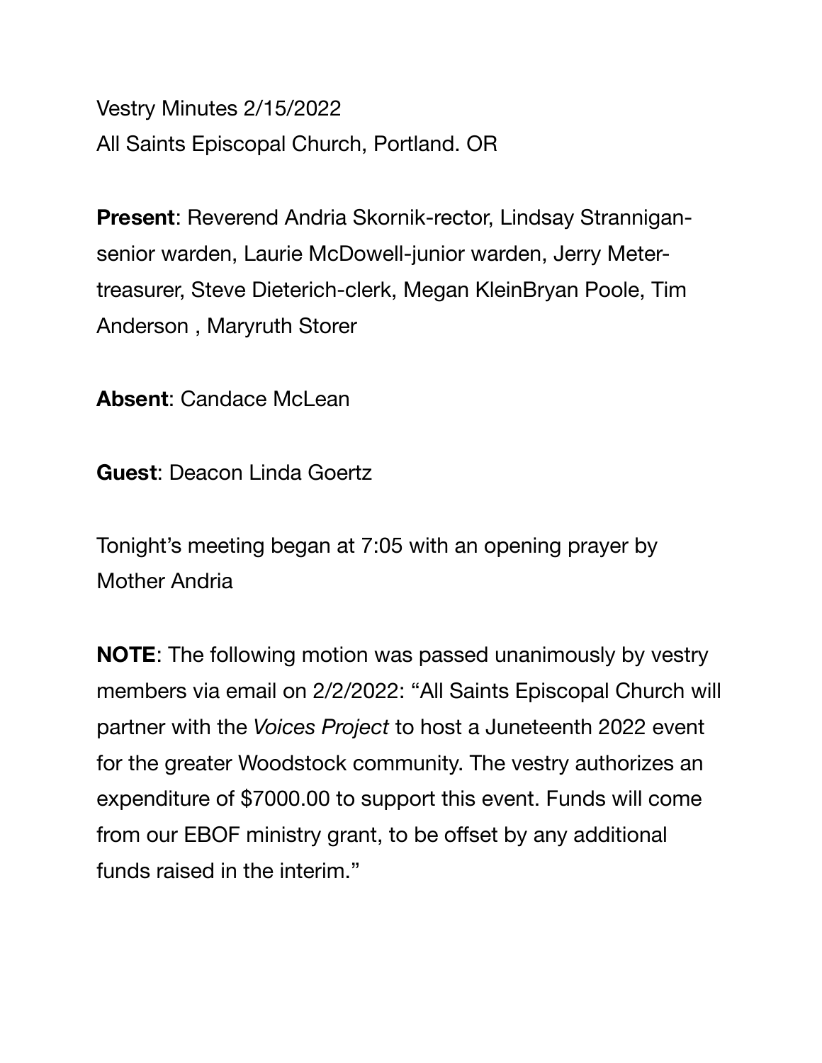Vestry Minutes 2/15/2022
All Saints Episcopal Church, Portland. OR

**Present**: Reverend Andria Skornik-rector, Lindsay Strannigan-senior warden, Laurie McDowell-junior warden, Jerry Meter-treasurer, Steve Dieterich-clerk, Megan KleinBryan Poole, Tim Anderson , Maryruth Storer

**Absent**: Candace McLean

**Guest**: Deacon Linda Goertz

Tonight's meeting began at 7:05 with an opening prayer by Mother Andria

**NOTE**: The following motion was passed unanimously by vestry members via email on 2/2/2022: "All Saints Episcopal Church will partner with the *Voices Project* to host a Juneteenth 2022 event for the greater Woodstock community. The vestry authorizes an expenditure of $7000.00 to support this event. Funds will come from our EBOF ministry grant, to be offset by any additional funds raised in the interim."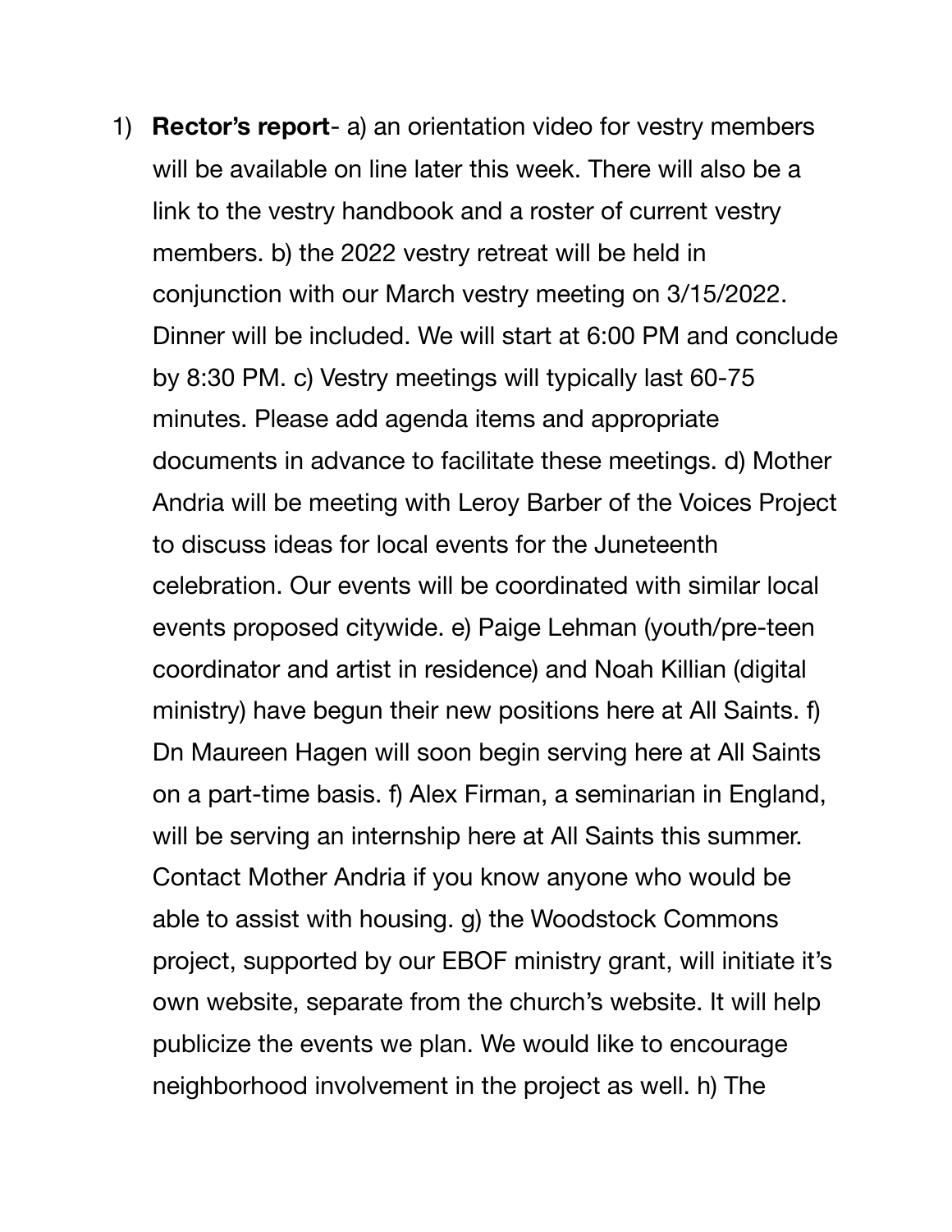1) **Rector's report**- a) an orientation video for vestry members will be available on line later this week. There will also be a link to the vestry handbook and a roster of current vestry members. b) the 2022 vestry retreat will be held in conjunction with our March vestry meeting on 3/15/2022. Dinner will be included. We will start at 6:00 PM and conclude by 8:30 PM. c) Vestry meetings will typically last 60-75 minutes. Please add agenda items and appropriate documents in advance to facilitate these meetings. d) Mother Andria will be meeting with Leroy Barber of the Voices Project to discuss ideas for local events for the Juneteenth celebration. Our events will be coordinated with similar local events proposed citywide. e) Paige Lehman (youth/pre-teen coordinator and artist in residence) and Noah Killian (digital ministry) have begun their new positions here at All Saints. f) Dn Maureen Hagen will soon begin serving here at All Saints on a part-time basis. f) Alex Firman, a seminarian in England, will be serving an internship here at All Saints this summer. Contact Mother Andria if you know anyone who would be able to assist with housing. g) the Woodstock Commons project, supported by our EBOF ministry grant, will initiate it's own website, separate from the church's website. It will help publicize the events we plan. We would like to encourage neighborhood involvement in the project as well. h) The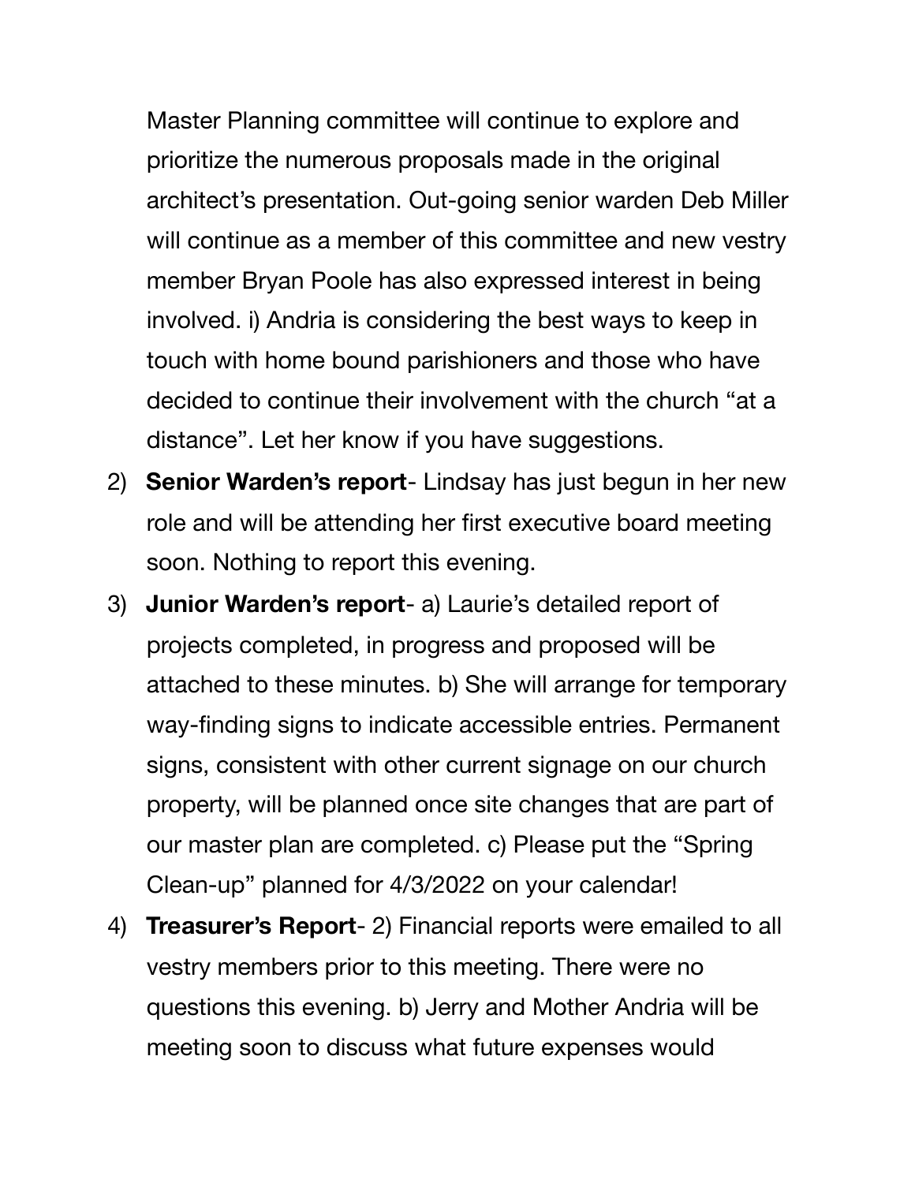Master Planning committee will continue to explore and prioritize the numerous proposals made in the original architect's presentation. Out-going senior warden Deb Miller will continue as a member of this committee and new vestry member Bryan Poole has also expressed interest in being involved. i) Andria is considering the best ways to keep in touch with home bound parishioners and those who have decided to continue their involvement with the church "at a distance". Let her know if you have suggestions.

2) **Senior Warden's report**- Lindsay has just begun in her new role and will be attending her first executive board meeting soon. Nothing to report this evening.
3) **Junior Warden's report**- a) Laurie's detailed report of projects completed, in progress and proposed will be attached to these minutes. b) She will arrange for temporary way-finding signs to indicate accessible entries. Permanent signs, consistent with other current signage on our church property, will be planned once site changes that are part of our master plan are completed. c) Please put the "Spring Clean-up" planned for 4/3/2022 on your calendar!
4) **Treasurer's Report**- 2) Financial reports were emailed to all vestry members prior to this meeting. There were no questions this evening. b) Jerry and Mother Andria will be meeting soon to discuss what future expenses would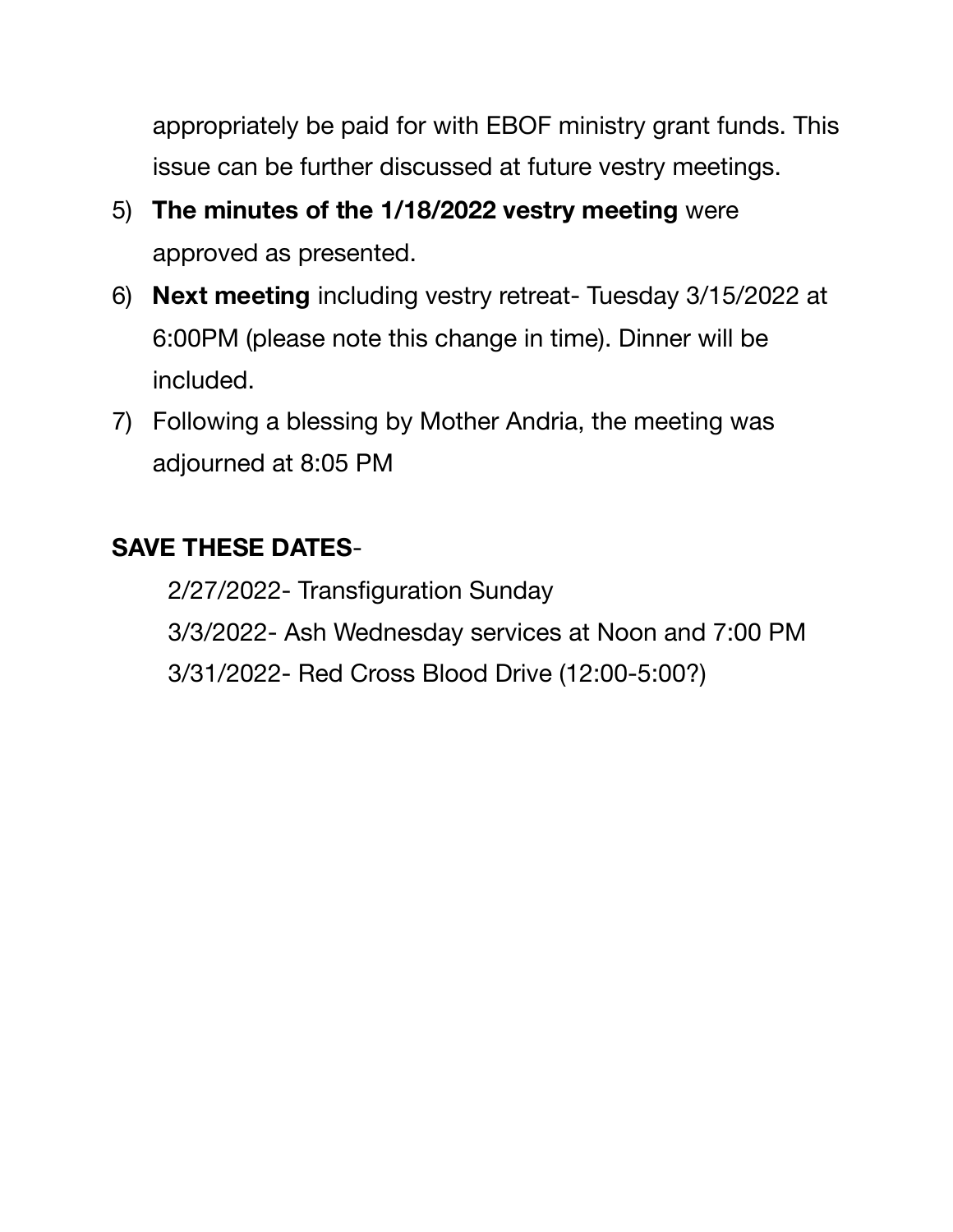appropriately be paid for with EBOF ministry grant funds. This issue can be further discussed at future vestry meetings.

5) **The minutes of the 1/18/2022 vestry meeting** were approved as presented.
6) **Next meeting** including vestry retreat- Tuesday 3/15/2022 at 6:00PM (please note this change in time). Dinner will be included.
7) Following a blessing by Mother Andria, the meeting was adjourned at 8:05 PM

**SAVE THESE DATES**-

2/27/2022- Transfiguration Sunday
3/3/2022- Ash Wednesday services at Noon and 7:00 PM
3/31/2022- Red Cross Blood Drive (12:00-5:00?)